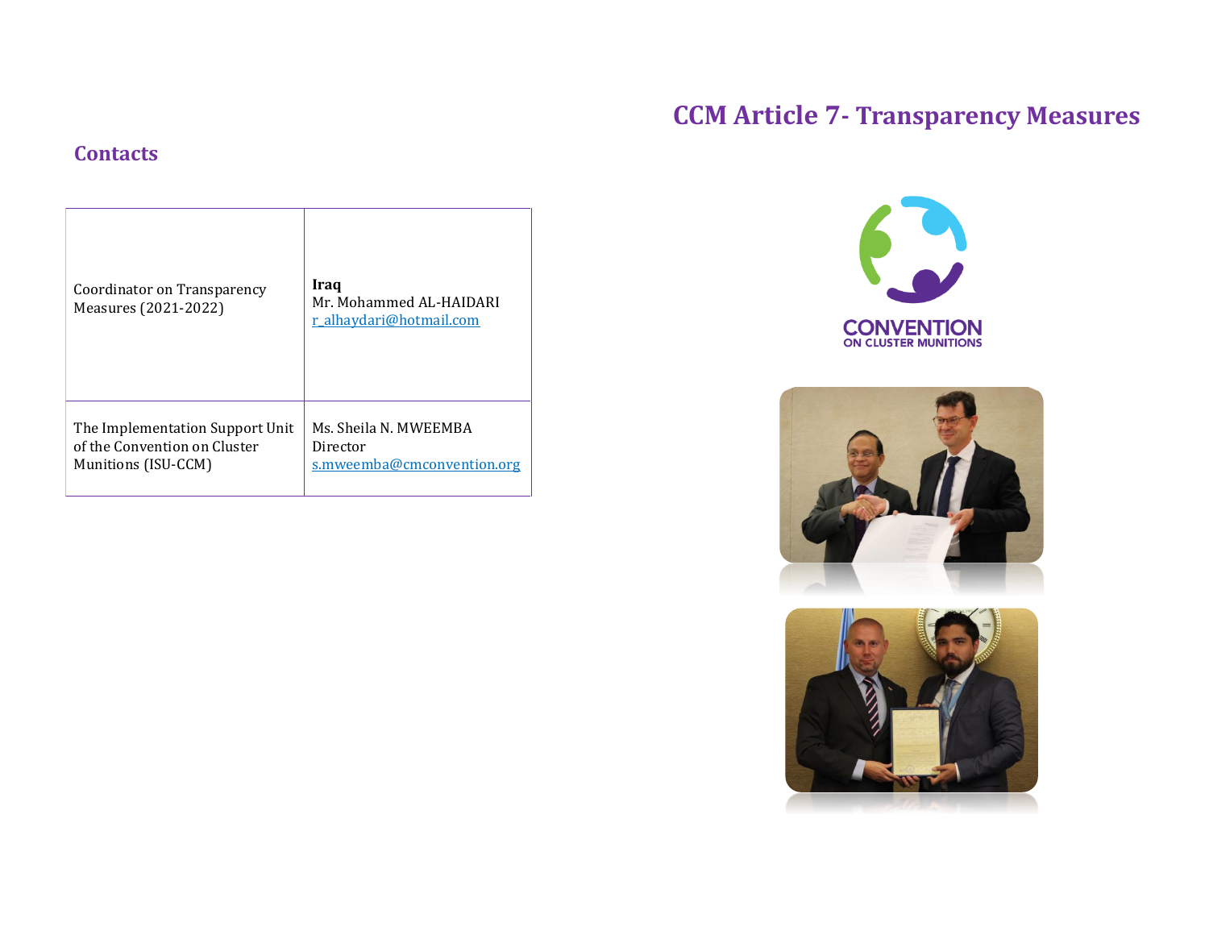# CCM Article 7- Transparency Measures

## Contacts

| | |
|---|---|
| Coordinator on Transparency Measures (2021-2022) | **Iraq**<br>Mr. Mohammed AL-HAIDARI<br>r_alhaydari@hotmail.com |
| The Implementation Support Unit of the Convention on Cluster Munitions (ISU-CCM) | Ms. Sheila N. MWEEMBA<br>Director<br>s.mweemba@cmconvention.org |

CONVENTION ON CLUSTER MUNITIONS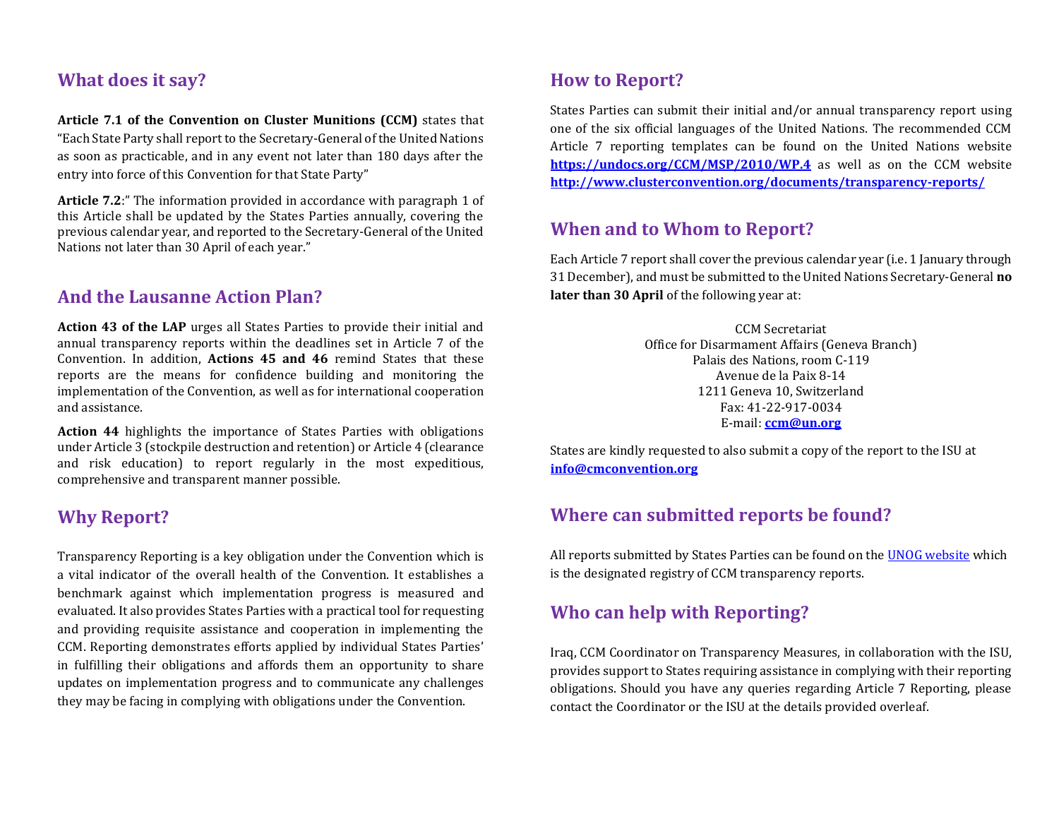## What does it say?

**Article 7.1 of the Convention on Cluster Munitions (CCM)** states that "Each State Party shall report to the Secretary-General of the United Nations as soon as practicable, and in any event not later than 180 days after the entry into force of this Convention for that State Party"

**Article 7.2**:" The information provided in accordance with paragraph 1 of this Article shall be updated by the States Parties annually, covering the previous calendar year, and reported to the Secretary-General of the United Nations not later than 30 April of each year."

## And the Lausanne Action Plan?

**Action 43 of the LAP** urges all States Parties to provide their initial and annual transparency reports within the deadlines set in Article 7 of the Convention. In addition, **Actions 45 and 46** remind States that these reports are the means for confidence building and monitoring the implementation of the Convention, as well as for international cooperation and assistance.

**Action 44** highlights the importance of States Parties with obligations under Article 3 (stockpile destruction and retention) or Article 4 (clearance and risk education) to report regularly in the most expeditious, comprehensive and transparent manner possible.

## Why Report?

Transparency Reporting is a key obligation under the Convention which is a vital indicator of the overall health of the Convention. It establishes a benchmark against which implementation progress is measured and evaluated. It also provides States Parties with a practical tool for requesting and providing requisite assistance and cooperation in implementing the CCM. Reporting demonstrates efforts applied by individual States Parties' in fulfilling their obligations and affords them an opportunity to share updates on implementation progress and to communicate any challenges they may be facing in complying with obligations under the Convention.

## How to Report?

States Parties can submit their initial and/or annual transparency report using one of the six official languages of the United Nations. The recommended CCM Article 7 reporting templates can be found on the United Nations website **https://undocs.org/CCM/MSP/2010/WP.4** as well as on the CCM website **http://www.clusterconvention.org/documents/transparency-reports/**

## When and to Whom to Report?

Each Article 7 report shall cover the previous calendar year (i.e. 1 January through 31 December), and must be submitted to the United Nations Secretary-General **no later than 30 April** of the following year at:

CCM Secretariat
Office for Disarmament Affairs (Geneva Branch)
Palais des Nations, room C-119
Avenue de la Paix 8-14
1211 Geneva 10, Switzerland
Fax: 41-22-917-0034
E-mail: **ccm@un.org**

States are kindly requested to also submit a copy of the report to the ISU at **info@cmconvention.org**

## Where can submitted reports be found?

All reports submitted by States Parties can be found on the UNOG website which is the designated registry of CCM transparency reports.

## Who can help with Reporting?

Iraq, CCM Coordinator on Transparency Measures, in collaboration with the ISU, provides support to States requiring assistance in complying with their reporting obligations. Should you have any queries regarding Article 7 Reporting, please contact the Coordinator or the ISU at the details provided overleaf.